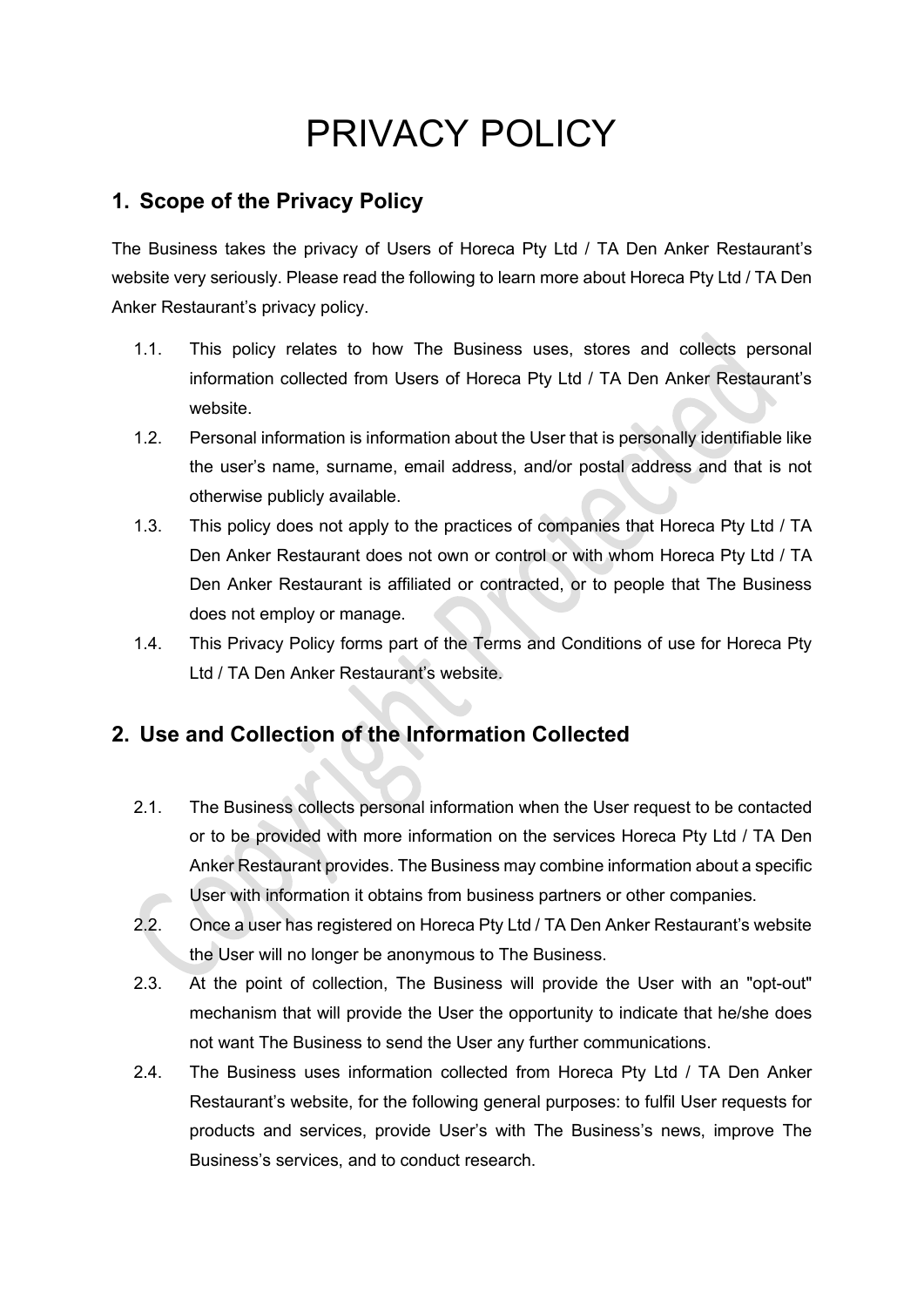# PRIVACY POLICY

## 1. Scope of the Privacy Policy

The Business takes the privacy of Users of Horeca Pty Ltd / TA Den Anker Restaurant's website very seriously. Please read the following to learn more about Horeca Pty Ltd / TA Den Anker Restaurant's privacy policy.

1.1. This policy relates to how The Business uses, stores and collects personal information collected from Users of Horeca Pty Ltd / TA Den Anker Restaurant's website.

1.2. Personal information is information about the User that is personally identifiable like the user's name, surname, email address, and/or postal address and that is not otherwise publicly available.

1.3. This policy does not apply to the practices of companies that Horeca Pty Ltd / TA Den Anker Restaurant does not own or control or with whom Horeca Pty Ltd / TA Den Anker Restaurant is affiliated or contracted, or to people that The Business does not employ or manage.

1.4. This Privacy Policy forms part of the Terms and Conditions of use for Horeca Pty Ltd / TA Den Anker Restaurant's website.

## 2. Use and Collection of the Information Collected

2.1. The Business collects personal information when the User request to be contacted or to be provided with more information on the services Horeca Pty Ltd / TA Den Anker Restaurant provides. The Business may combine information about a specific User with information it obtains from business partners or other companies.

2.2. Once a user has registered on Horeca Pty Ltd / TA Den Anker Restaurant's website the User will no longer be anonymous to The Business.

2.3. At the point of collection, The Business will provide the User with an "opt-out" mechanism that will provide the User the opportunity to indicate that he/she does not want The Business to send the User any further communications.

2.4. The Business uses information collected from Horeca Pty Ltd / TA Den Anker Restaurant's website, for the following general purposes: to fulfil User requests for products and services, provide User's with The Business's news, improve The Business's services, and to conduct research.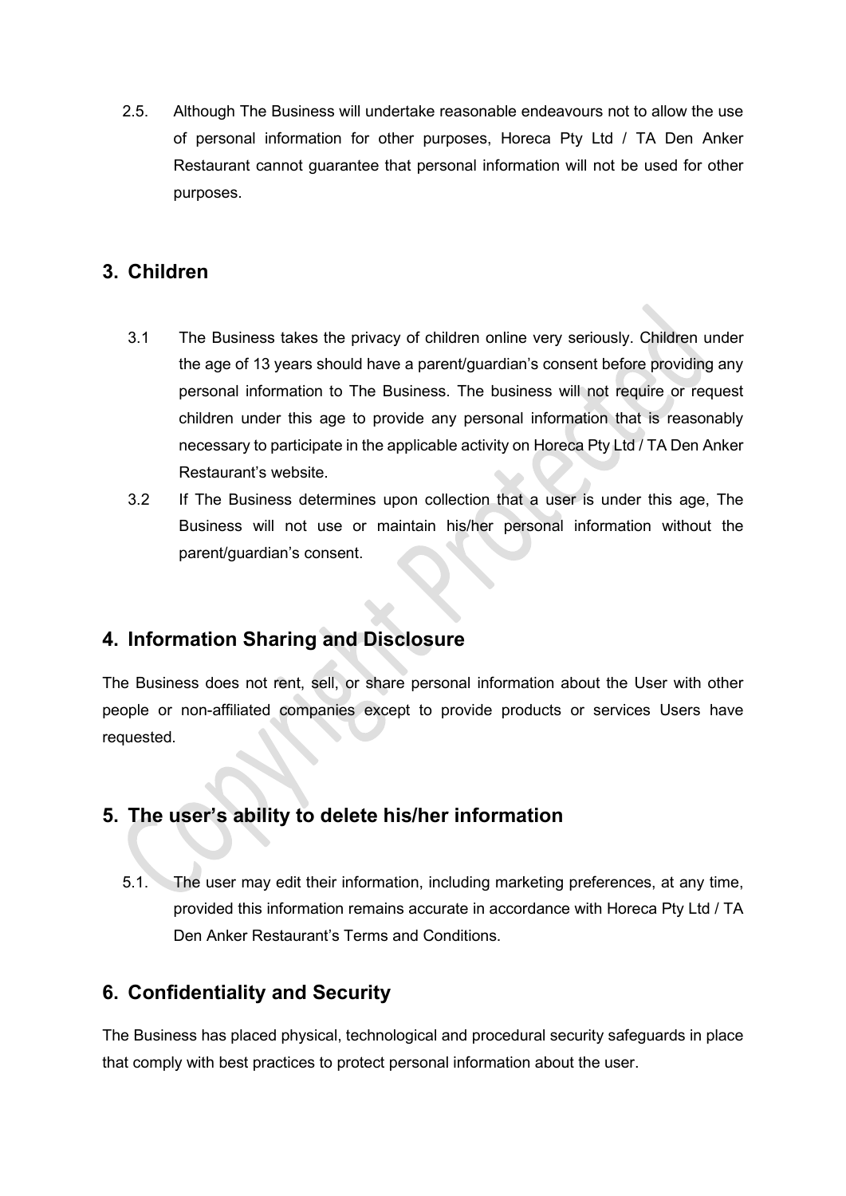2.5. Although The Business will undertake reasonable endeavours not to allow the use of personal information for other purposes, Horeca Pty Ltd / TA Den Anker Restaurant cannot guarantee that personal information will not be used for other purposes.

## 3. Children

3.1 The Business takes the privacy of children online very seriously. Children under the age of 13 years should have a parent/guardian's consent before providing any personal information to The Business. The business will not require or request children under this age to provide any personal information that is reasonably necessary to participate in the applicable activity on Horeca Pty Ltd / TA Den Anker Restaurant's website.

3.2 If The Business determines upon collection that a user is under this age, The Business will not use or maintain his/her personal information without the parent/guardian's consent.

## 4. Information Sharing and Disclosure

The Business does not rent, sell, or share personal information about the User with other people or non-affiliated companies except to provide products or services Users have requested.

## 5. The user's ability to delete his/her information

5.1. The user may edit their information, including marketing preferences, at any time, provided this information remains accurate in accordance with Horeca Pty Ltd / TA Den Anker Restaurant's Terms and Conditions.

## 6. Confidentiality and Security

The Business has placed physical, technological and procedural security safeguards in place that comply with best practices to protect personal information about the user.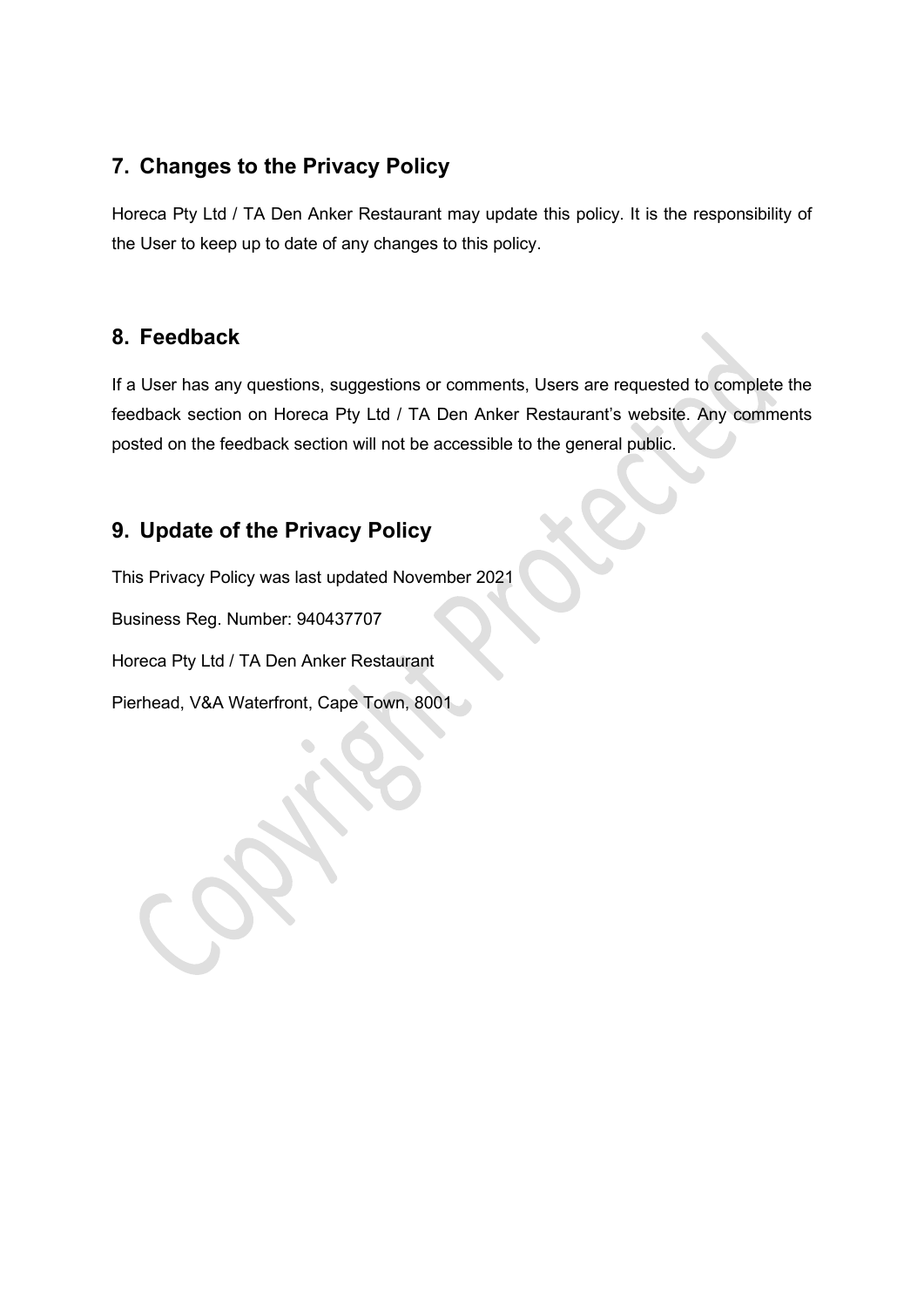## 7. Changes to the Privacy Policy

Horeca Pty Ltd / TA Den Anker Restaurant may update this policy. It is the responsibility of the User to keep up to date of any changes to this policy.

## 8. Feedback

If a User has any questions, suggestions or comments, Users are requested to complete the feedback section on Horeca Pty Ltd / TA Den Anker Restaurant's website. Any comments posted on the feedback section will not be accessible to the general public.

## 9. Update of the Privacy Policy

This Privacy Policy was last updated November 2021

Business Reg. Number: 940437707

Horeca Pty Ltd / TA Den Anker Restaurant

Pierhead, V&A Waterfront, Cape Town, 8001